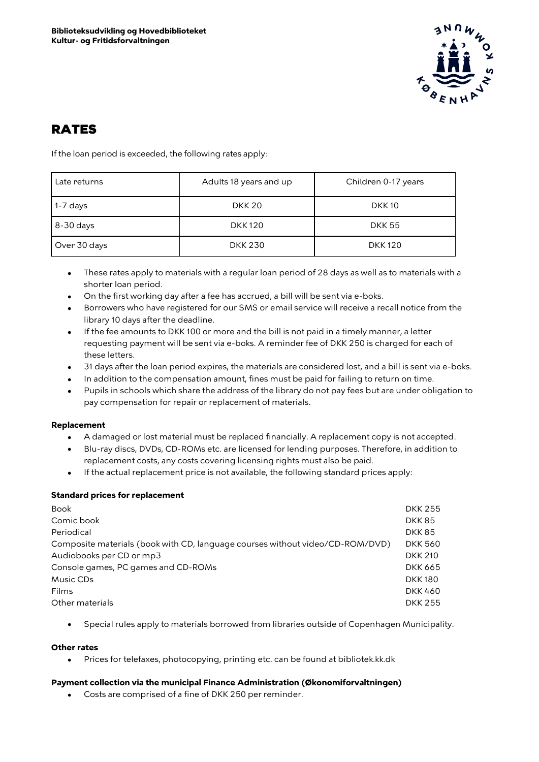**Biblioteksudvikling og Hovedbiblioteket**
**Kultur- og Fritidsforvaltningen**

# RATES

If the loan period is exceeded, the following rates apply:

| Late returns | Adults 18 years and up | Children 0-17 years |
|---|---|---|
| 1-7 days | DKK 20 | DKK 10 |
| 8-30 days | DKK 120 | DKK 55 |
| Over 30 days | DKK 230 | DKK 120 |

- These rates apply to materials with a regular loan period of 28 days as well as to materials with a shorter loan period.
- On the first working day after a fee has accrued, a bill will be sent via e-boks.
- Borrowers who have registered for our SMS or email service will receive a recall notice from the library 10 days after the deadline.
- If the fee amounts to DKK 100 or more and the bill is not paid in a timely manner, a letter requesting payment will be sent via e-boks. A reminder fee of DKK 250 is charged for each of these letters.
- 31 days after the loan period expires, the materials are considered lost, and a bill is sent via e-boks.
- In addition to the compensation amount, fines must be paid for failing to return on time.
- Pupils in schools which share the address of the library do not pay fees but are under obligation to pay compensation for repair or replacement of materials.

**Replacement**

- A damaged or lost material must be replaced financially. A replacement copy is not accepted.
- Blu-ray discs, DVDs, CD-ROMs etc. are licensed for lending purposes. Therefore, in addition to replacement costs, any costs covering licensing rights must also be paid.
- If the actual replacement price is not available, the following standard prices apply:

**Standard prices for replacement**

| | |
|---|---|
| Book | DKK 255 |
| Comic book | DKK 85 |
| Periodical | DKK 85 |
| Composite materials (book with CD, language courses without video/CD-ROM/DVD) | DKK 560 |
| Audiobooks per CD or mp3 | DKK 210 |
| Console games, PC games and CD-ROMs | DKK 665 |
| Music CDs | DKK 180 |
| Films | DKK 460 |
| Other materials | DKK 255 |

- Special rules apply to materials borrowed from libraries outside of Copenhagen Municipality.

**Other rates**

- Prices for telefaxes, photocopying, printing etc. can be found at bibliotek.kk.dk

**Payment collection via the municipal Finance Administration (Økonomiforvaltningen)**

- Costs are comprised of a fine of DKK 250 per reminder.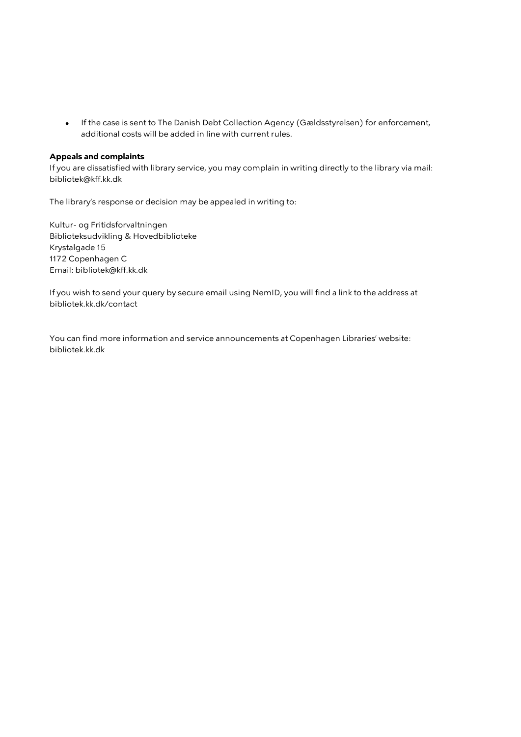- If the case is sent to The Danish Debt Collection Agency (Gældsstyrelsen) for enforcement, additional costs will be added in line with current rules.

**Appeals and complaints**

If you are dissatisfied with library service, you may complain in writing directly to the library via mail: bibliotek@kff.kk.dk

The library's response or decision may be appealed in writing to:

Kultur- og Fritidsforvaltningen
Biblioteksudvikling & Hovedbiblioteke
Krystalgade 15
1172 Copenhagen C
Email: bibliotek@kff.kk.dk

If you wish to send your query by secure email using NemID, you will find a link to the address at bibliotek.kk.dk/contact

You can find more information and service announcements at Copenhagen Libraries' website: bibliotek.kk.dk